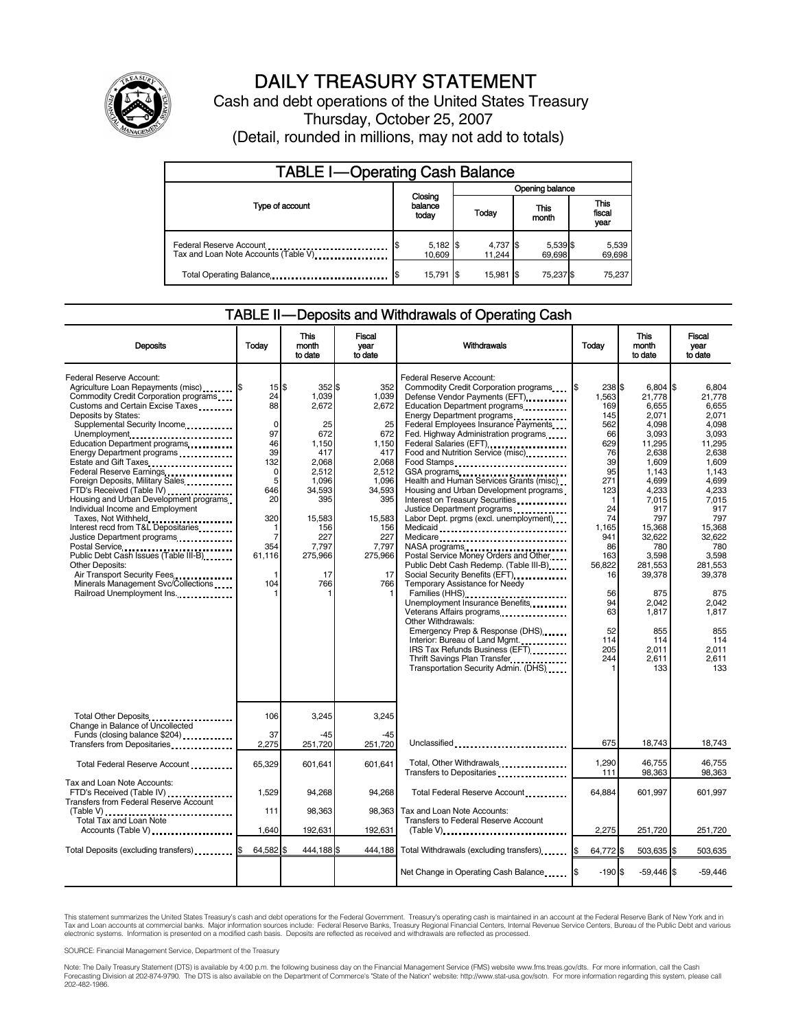# DAILY TREASURY STATEMENT

Cash and debt operations of the United States Treasury

Thursday, October 25, 2007

(Detail, rounded in millions, may not add to totals)

## TABLE I—Operating Cash Balance

| Type of account | Closing balance today | Opening balance Today | Opening balance This month | Opening balance This fiscal year |
|---|---|---|---|---|
| Federal Reserve Account | $ 5,182 | $ 4,737 | $ 5,539 | $ 5,539 |
| Tax and Loan Note Accounts (Table V) | 10,609 | 11,244 | 69,698 | 69,698 |
| Total Operating Balance | $ 15,791 | $ 15,981 | $ 75,237 | $ 75,237 |

## TABLE II—Deposits and Withdrawals of Operating Cash

| Deposits | Today | This month to date | Fiscal year to date |
|---|---|---|---|
| Federal Reserve Account: | | | |
| Agriculture Loan Repayments (misc) | $ 15 | $ 352 | $ 352 |
| Commodity Credit Corporation programs | 24 | 1,039 | 1,039 |
| Customs and Certain Excise Taxes | 88 | 2,672 | 2,672 |
| Deposits by States: | | | |
| Supplemental Security Income | 0 | 25 | 25 |
| Unemployment | 97 | 672 | 672 |
| Education Department programs | 46 | 1,150 | 1,150 |
| Energy Department programs | 39 | 417 | 417 |
| Estate and Gift Taxes | 132 | 2,068 | 2,068 |
| Federal Reserve Earnings | 0 | 2,512 | 2,512 |
| Foreign Deposits, Military Sales | 5 | 1,096 | 1,096 |
| FTD's Received (Table IV) | 646 | 34,593 | 34,593 |
| Housing and Urban Development programs | 20 | 395 | 395 |
| Individual Income and Employment Taxes, Not Withheld | 320 | 15,583 | 15,583 |
| Interest recd from T&L Depositaries | 1 | 156 | 156 |
| Justice Department programs | 7 | 227 | 227 |
| Postal Service | 354 | 7,797 | 7,797 |
| Public Debt Cash Issues (Table III-B) | 61,116 | 275,966 | 275,966 |
| Other Deposits: | | | |
| Air Transport Security Fees | 1 | 17 | 17 |
| Minerals Management Svc/Collections | 104 | 766 | 766 |
| Railroad Unemployment Ins. | 1 | 1 | 1 |
| Total Other Deposits | 106 | 3,245 | 3,245 |
| Change in Balance of Uncollected Funds (closing balance $204) | 37 | -45 | -45 |
| Transfers from Depositaries | 2,275 | 251,720 | 251,720 |
| Total Federal Reserve Account | 65,329 | 601,641 | 601,641 |
| Tax and Loan Note Accounts: | | | |
| FTD's Received (Table IV) | 1,529 | 94,268 | 94,268 |
| Transfers from Federal Reserve Account (Table V) | 111 | 98,363 | 98,363 |
| Total Tax and Loan Note Accounts (Table V) | 1,640 | 192,631 | 192,631 |
| Total Deposits (excluding transfers) | $ 64,582 | $ 444,188 | $ 444,188 |

| Withdrawals | Today | This month to date | Fiscal year to date |
|---|---|---|---|
| Federal Reserve Account: | | | |
| Commodity Credit Corporation programs | $ 238 | $ 6,804 | $ 6,804 |
| Defense Vendor Payments (EFT) | 1,563 | 21,778 | 21,778 |
| Education Department programs | 169 | 6,655 | 6,655 |
| Energy Department programs | 145 | 2,071 | 2,071 |
| Federal Employees Insurance Payments | 562 | 4,098 | 4,098 |
| Fed. Highway Administration programs | 66 | 3,093 | 3,093 |
| Federal Salaries (EFT) | 629 | 11,295 | 11,295 |
| Food and Nutrition Service (misc) | 76 | 2,638 | 2,638 |
| Food Stamps | 39 | 1,609 | 1,609 |
| GSA programs | 95 | 1,143 | 1,143 |
| Health and Human Services Grants (misc) | 271 | 4,699 | 4,699 |
| Housing and Urban Development programs | 123 | 4,233 | 4,233 |
| Interest on Treasury Securities | 1 | 7,015 | 7,015 |
| Justice Department programs | 24 | 917 | 917 |
| Labor Dept. prgms (excl. unemployment) | 74 | 797 | 797 |
| Medicaid | 1,165 | 15,368 | 15,368 |
| Medicare | 941 | 32,622 | 32,622 |
| NASA programs | 86 | 780 | 780 |
| Postal Service Money Orders and Other | 163 | 3,598 | 3,598 |
| Public Debt Cash Redemp. (Table III-B) | 56,822 | 281,553 | 281,553 |
| Social Security Benefits (EFT) | 16 | 39,378 | 39,378 |
| Temporary Assistance for Needy Families (HHS) | 56 | 875 | 875 |
| Unemployment Insurance Benefits | 94 | 2,042 | 2,042 |
| Veterans Affairs programs | 63 | 1,817 | 1,817 |
| Other Withdrawals: | | | |
| Emergency Prep & Response (DHS) | 52 | 855 | 855 |
| Interior: Bureau of Land Mgmt. | 114 | 114 | 114 |
| IRS Tax Refunds Business (EFT) | 205 | 2,011 | 2,011 |
| Thrift Savings Plan Transfer | 244 | 2,611 | 2,611 |
| Transportation Security Admin. (DHS) | 1 | 133 | 133 |
| Unclassified | 675 | 18,743 | 18,743 |
| Total, Other Withdrawals | 1,290 | 46,755 | 46,755 |
| Transfers to Depositaries | 111 | 98,363 | 98,363 |
| Total Federal Reserve Account | 64,884 | 601,997 | 601,997 |
| Tax and Loan Note Accounts: | | | |
| Transfers to Federal Reserve Account (Table V) | 2,275 | 251,720 | 251,720 |
| Total Withdrawals (excluding transfers) | $ 64,772 | $ 503,635 | $ 503,635 |
| Net Change in Operating Cash Balance | $ -190 | $ -59,446 | $ -59,446 |

This statement summarizes the United States Treasury's cash and debt operations for the Federal Government. Treasury's operating cash is maintained in an account at the Federal Reserve Bank of New York and in Tax and Loan accounts at commercial banks. Major information sources include: Federal Reserve Banks, Treasury Regional Financial Centers, Internal Revenue Service Centers, Bureau of the Public Debt and various electronic systems. Information is presented on a modified cash basis. Deposits are reflected as received and withdrawals are reflected as processed.

SOURCE: Financial Management Service, Department of the Treasury

Note: The Daily Treasury Statement (DTS) is available by 4:00 p.m. the following business day on the Financial Management Service (FMS) website www.fms.treas.gov/dts. For more information, call the Cash Forecasting Division at 202-874-9790. The DTS is also available on the Department of Commerce's "State of the Nation" website: http://www.stat-usa.gov/sotn. For more information regarding this system, please call 202-482-1986.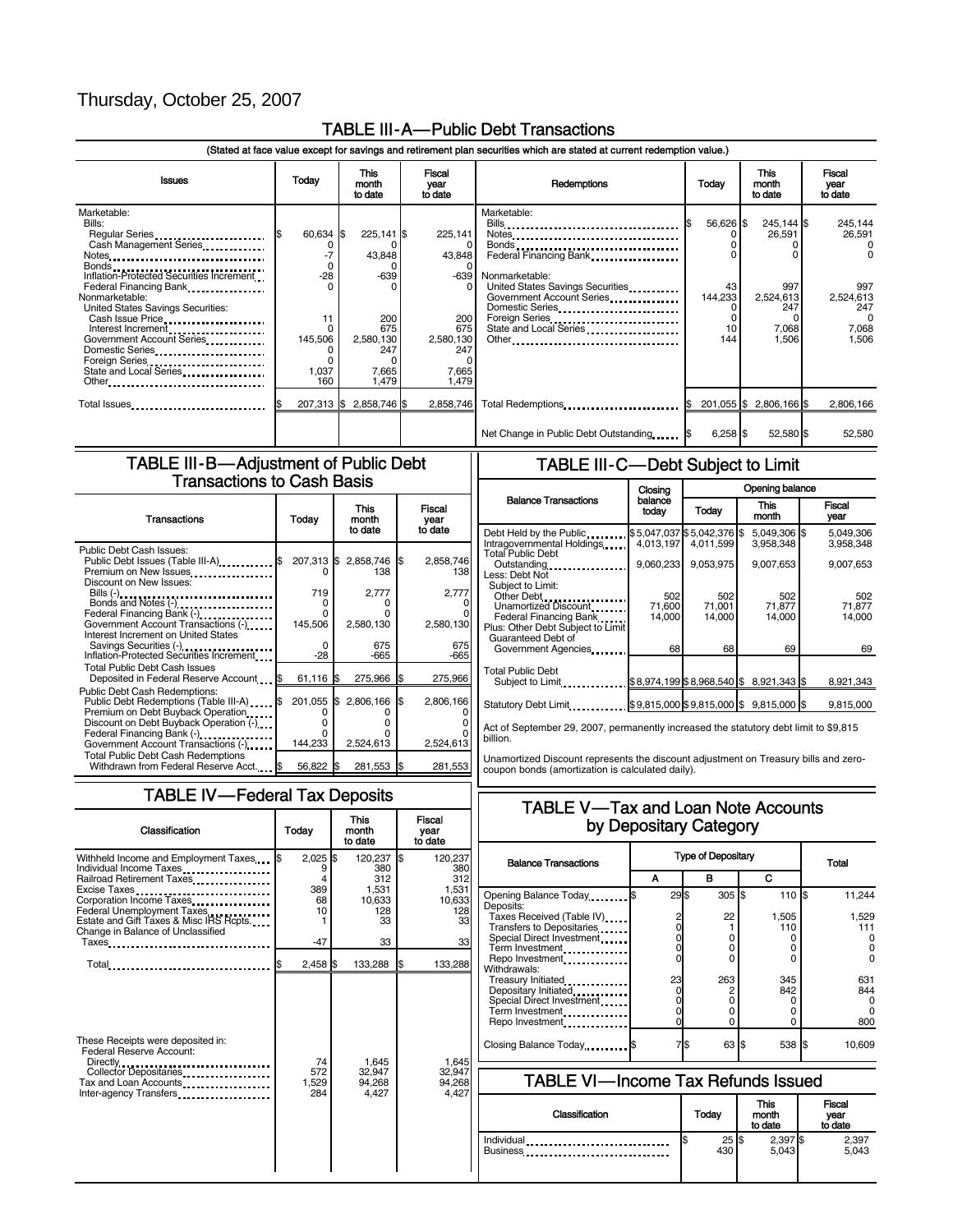Thursday, October 25, 2007

## TABLE III-A—Public Debt Transactions

(Stated at face value except for savings and retirement plan securities which are stated at current redemption value.)

| Issues | Today | This month to date | Fiscal year to date |
|---|---|---|---|
| Marketable: | | | |
| Bills: | | | |
| Regular Series | $ 60,634 | $ 225,141 | $ 225,141 |
| Cash Management Series | 0 | 0 | 0 |
| Notes | -7 | 43,848 | 43,848 |
| Bonds | 0 | 0 | 0 |
| Inflation-Protected Securities Increment | -28 | -639 | -639 |
| Federal Financing Bank | 0 | 0 | 0 |
| Nonmarketable: | | | |
| United States Savings Securities: | | | |
| Cash Issue Price | 11 | 200 | 200 |
| Interest Increment | 0 | 675 | 675 |
| Government Account Series | 145,506 | 2,580,130 | 2,580,130 |
| Domestic Series | 0 | 247 | 247 |
| Foreign Series | 0 | 0 | 0 |
| State and Local Series | 1,037 | 7,665 | 7,665 |
| Other | 160 | 1,479 | 1,479 |
| Total Issues | $ 207,313 | $ 2,858,746 | $ 2,858,746 |

| Redemptions | Today | This month to date | Fiscal year to date |
|---|---|---|---|
| Marketable: | | | |
| Bills | $ 56,626 | $ 245,144 | $ 245,144 |
| Notes | 0 | 26,591 | 26,591 |
| Bonds | 0 | 0 | 0 |
| Federal Financing Bank | 0 | 0 | 0 |
| Nonmarketable: | | | |
| United States Savings Securities | 43 | 997 | 997 |
| Government Account Series | 144,233 | 2,524,613 | 2,524,613 |
| Domestic Series | 0 | 247 | 247 |
| Foreign Series | 0 | 0 | 0 |
| State and Local Series | 10 | 7,068 | 7,068 |
| Other | 144 | 1,506 | 1,506 |
| Total Redemptions | $ 201,055 | $ 2,806,166 | $ 2,806,166 |
| Net Change in Public Debt Outstanding | $ 6,258 | $ 52,580 | $ 52,580 |

## TABLE III-B—Adjustment of Public Debt Transactions to Cash Basis

| Transactions | Today | This month to date | Fiscal year to date |
|---|---|---|---|
| Public Debt Cash Issues: | | | |
| Public Debt Issues (Table III-A) | $ 207,313 | $ 2,858,746 | $ 2,858,746 |
| Premium on New Issues | 0 | 138 | 138 |
| Discount on New Issues: | | | |
| Bills (-) | 719 | 2,777 | 2,777 |
| Bonds and Notes (-) | 0 | 0 | 0 |
| Federal Financing Bank (-) | 0 | 0 | 0 |
| Government Account Transactions (-) | 145,506 | 2,580,130 | 2,580,130 |
| Interest Increment on United States Savings Securities (-) | 0 | 675 | 675 |
| Inflation-Protected Securities Increment | -28 | -665 | -665 |
| Total Public Debt Cash Issues Deposited in Federal Reserve Account | $ 61,116 | $ 275,966 | $ 275,966 |
| Public Debt Cash Redemptions: | | | |
| Public Debt Redemptions (Table III-A) | $ 201,055 | $ 2,806,166 | $ 2,806,166 |
| Premium on Debt Buyback Operation | 0 | 0 | 0 |
| Discount on Debt Buyback Operation (-) | 0 | 0 | 0 |
| Federal Financing Bank (-) | 0 | 0 | 0 |
| Government Account Transactions (-) | 144,233 | 2,524,613 | 2,524,613 |
| Total Public Debt Cash Redemptions Withdrawn from Federal Reserve Acct. | $ 56,822 | $ 281,553 | $ 281,553 |

## TABLE III-C—Debt Subject to Limit

| Balance Transactions | Closing balance today | Opening balance Today | Opening balance This month | Opening balance Fiscal year |
|---|---|---|---|---|
| Debt Held by the Public | $ 5,047,037 | $ 5,042,376 | $ 5,049,306 | $ 5,049,306 |
| Intragovernmental Holdings | 4,013,197 | 4,011,599 | 3,958,348 | 3,958,348 |
| Total Public Debt Outstanding | 9,060,233 | 9,053,975 | 9,007,653 | 9,007,653 |
| Less: Debt Not Subject to Limit: | | | | |
| Other Debt | 502 | 502 | 502 | 502 |
| Unamortized Discount | 71,600 | 71,001 | 71,877 | 71,877 |
| Federal Financing Bank | 14,000 | 14,000 | 14,000 | 14,000 |
| Plus: Other Debt Subject to Limit | | | | |
| Guaranteed Debt of Government Agencies | 68 | 68 | 69 | 69 |
| Total Public Debt Subject to Limit | $ 8,974,199 | $ 8,968,540 | $ 8,921,343 | $ 8,921,343 |
| Statutory Debt Limit | $ 9,815,000 | $ 9,815,000 | $ 9,815,000 | $ 9,815,000 |

Act of September 29, 2007, permanently increased the statutory debt limit to $9,815 billion.

Unamortized Discount represents the discount adjustment on Treasury bills and zero-coupon bonds (amortization is calculated daily).

## TABLE IV—Federal Tax Deposits

| Classification | Today | This month to date | Fiscal year to date |
|---|---|---|---|
| Withheld Income and Employment Taxes | $ 2,025 | $ 120,237 | $ 120,237 |
| Individual Income Taxes | 9 | 380 | 380 |
| Railroad Retirement Taxes | 4 | 312 | 312 |
| Excise Taxes | 389 | 1,531 | 1,531 |
| Corporation Income Taxes | 68 | 10,633 | 10,633 |
| Federal Unemployment Taxes | 10 | 128 | 128 |
| Estate and Gift Taxes & Misc IRS Rcpts. | 1 | 33 | 33 |
| Change in Balance of Unclassified Taxes | -47 | 33 | 33 |
| Total | $ 2,458 | $ 133,288 | $ 133,288 |
| These Receipts were deposited in: | | | |
| Federal Reserve Account: | | | |
| Directly | 74 | 1,645 | 1,645 |
| Collector Depositaries | 572 | 32,947 | 32,947 |
| Tax and Loan Accounts | 1,529 | 94,268 | 94,268 |
| Inter-agency Transfers | 284 | 4,427 | 4,427 |

## TABLE V—Tax and Loan Note Accounts by Depositary Category

| Balance Transactions | Type of Depositary A | Type of Depositary B | Type of Depositary C | Total |
|---|---|---|---|---|
| Opening Balance Today | $ 29 | $ 305 | $ 110 | $ 11,244 |
| Deposits: | | | | |
| Taxes Received (Table IV) | 2 | 22 | 1,505 | 1,529 |
| Transfers to Depositaries | 0 | 1 | 110 | 111 |
| Special Direct Investment | 0 | 0 | 0 | 0 |
| Term Investment | 0 | 0 | 0 | 0 |
| Repo Investment | 0 | 0 | 0 | 0 |
| Withdrawals: | | | | |
| Treasury Initiated | 23 | 263 | 345 | 631 |
| Depositary Initiated | 0 | 2 | 842 | 844 |
| Special Direct Investment | 0 | 0 | 0 | 0 |
| Term Investment | 0 | 0 | 0 | 0 |
| Repo Investment | 0 | 0 | 0 | 800 |
| Closing Balance Today | $ 7 | $ 63 | $ 538 | $ 10,609 |

## TABLE VI—Income Tax Refunds Issued

| Classification | Today | This month to date | Fiscal year to date |
|---|---|---|---|
| Individual | $ 25 | $ 2,397 | $ 2,397 |
| Business | 430 | 5,043 | 5,043 |